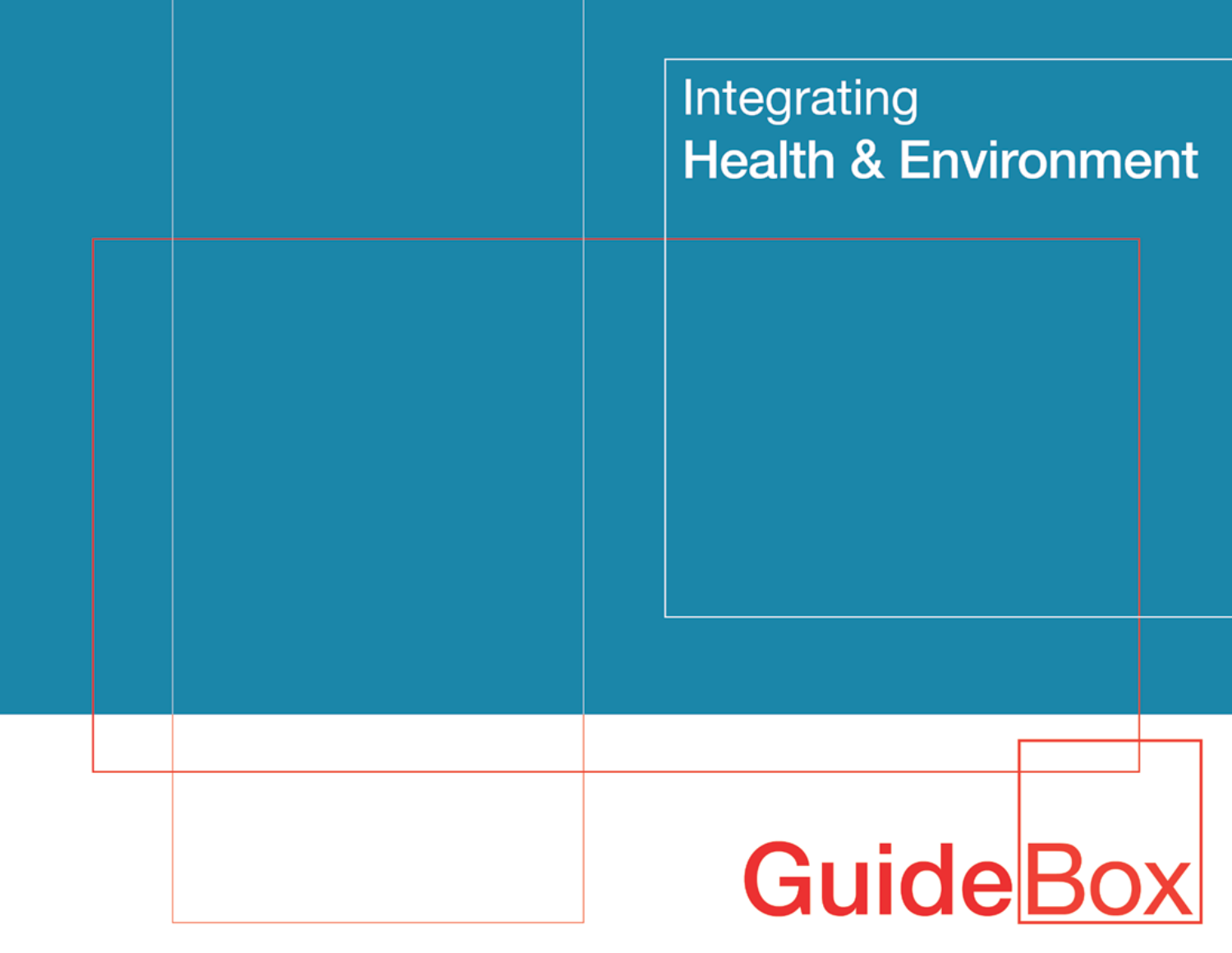# Integrating Health & Environment

GuideBox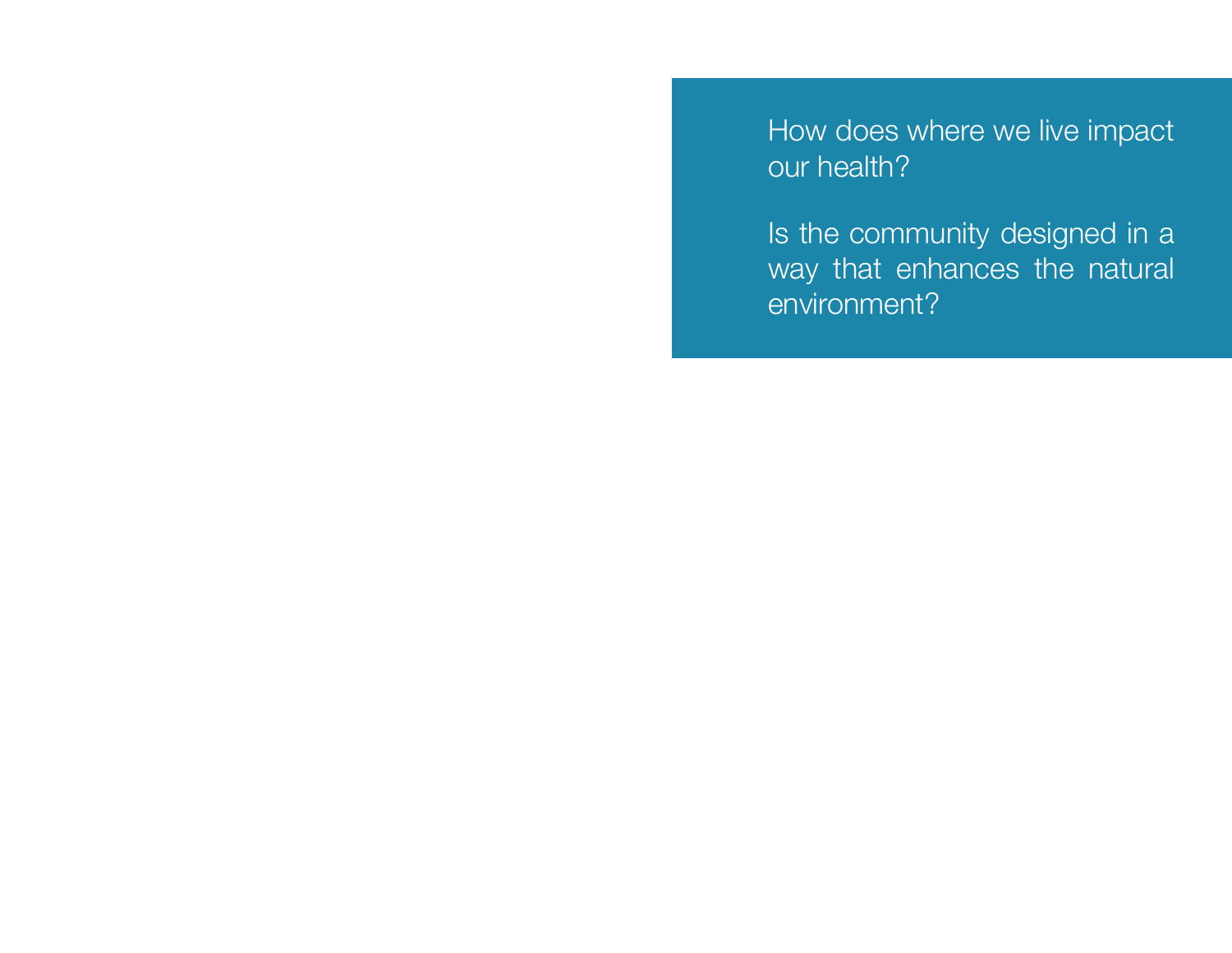How does where we live impact our health?

Is the community designed in a way that enhances the natural environment?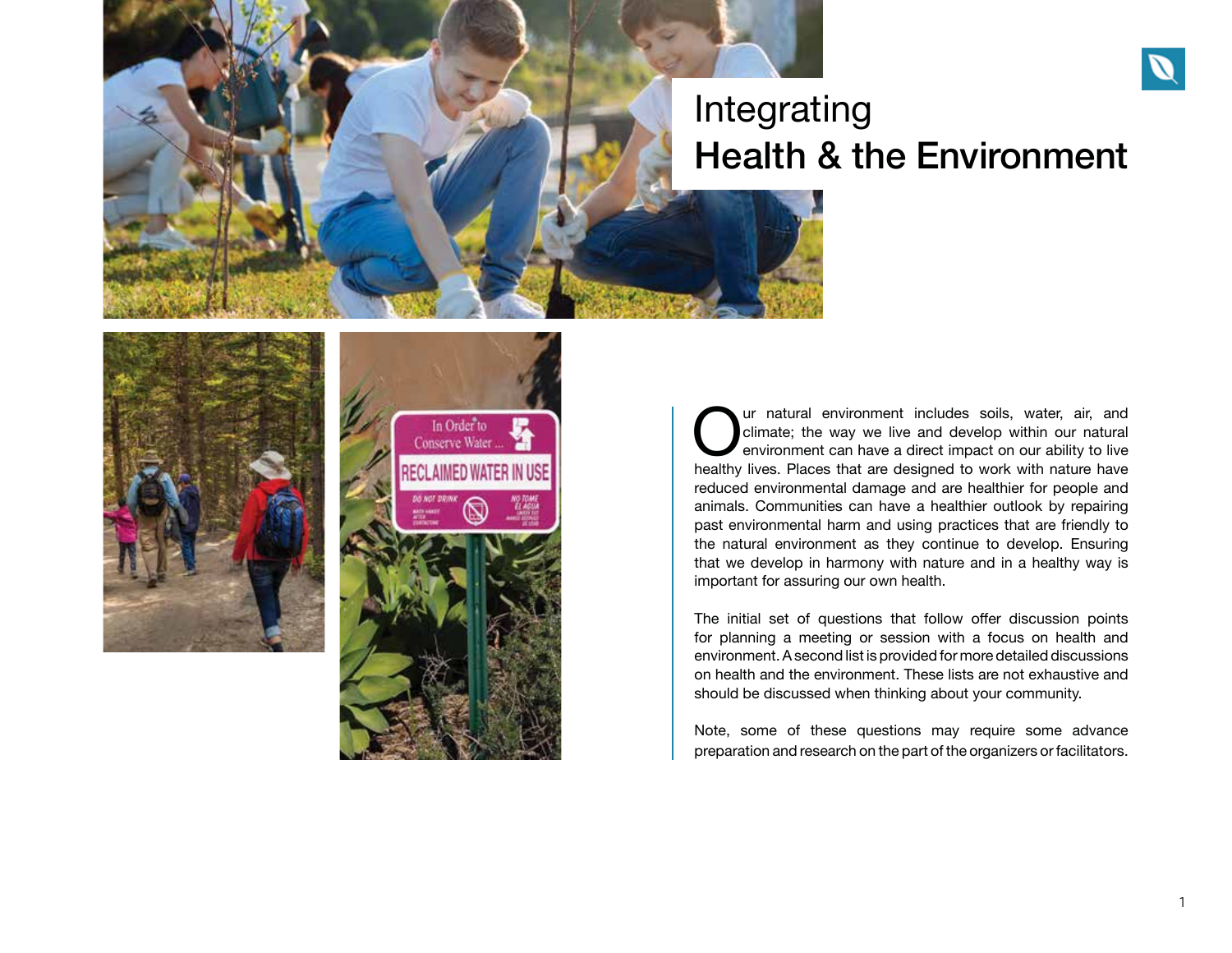# Integrating Health & the Environment

Our natural environment includes soils, water, air, and climate; the way we live and develop within our natural environment can have a direct impact on our ability to live healthy lives. Places that are designed to work with nature have reduced environmental damage and are healthier for people and animals. Communities can have a healthier outlook by repairing past environmental harm and using practices that are friendly to the natural environment as they continue to develop. Ensuring that we develop in harmony with nature and in a healthy way is important for assuring our own health.

The initial set of questions that follow offer discussion points for planning a meeting or session with a focus on health and environment. A second list is provided for more detailed discussions on health and the environment. These lists are not exhaustive and should be discussed when thinking about your community.

Note, some of these questions may require some advance preparation and research on the part of the organizers or facilitators.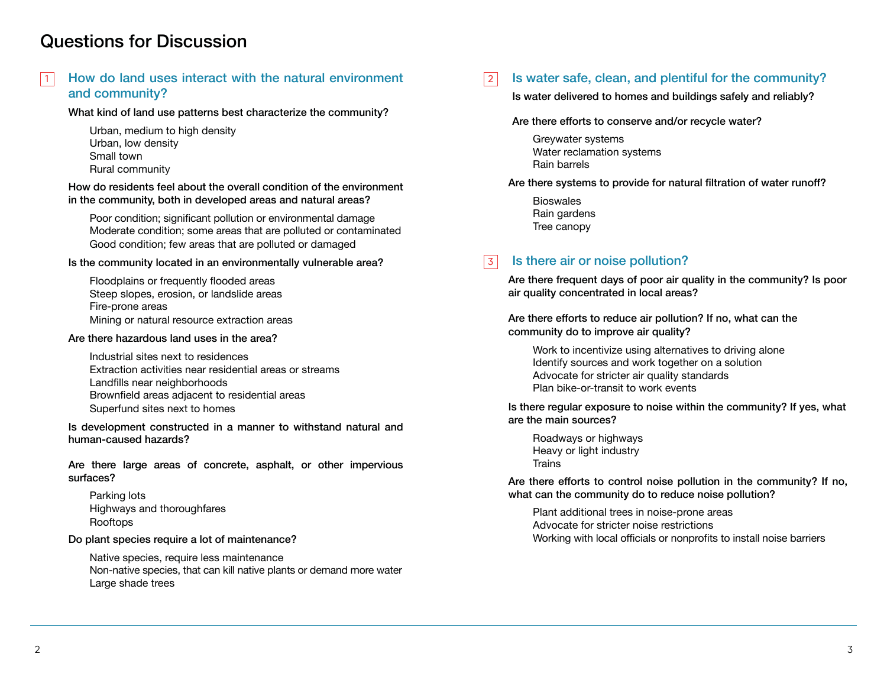# Questions for Discussion

## 1 How do land uses interact with the natural environment and community?

**What kind of land use patterns best characterize the community?**

- Urban, medium to high density
- Urban, low density
- Small town
- Rural community

**How do residents feel about the overall condition of the environment in the community, both in developed areas and natural areas?**

- Poor condition; significant pollution or environmental damage
- Moderate condition; some areas that are polluted or contaminated
- Good condition; few areas that are polluted or damaged

**Is the community located in an environmentally vulnerable area?**

- Floodplains or frequently flooded areas
- Steep slopes, erosion, or landslide areas
- Fire-prone areas
- Mining or natural resource extraction areas

**Are there hazardous land uses in the area?**

- Industrial sites next to residences
- Extraction activities near residential areas or streams
- Landfills near neighborhoods
- Brownfield areas adjacent to residential areas
- Superfund sites next to homes

**Is development constructed in a manner to withstand natural and human-caused hazards?**

**Are there large areas of concrete, asphalt, or other impervious surfaces?**

- Parking lots
- Highways and thoroughfares
- Rooftops

**Do plant species require a lot of maintenance?**

- Native species, require less maintenance
- Non-native species, that can kill native plants or demand more water
- Large shade trees

## 2 Is water safe, clean, and plentiful for the community?

**Is water delivered to homes and buildings safely and reliably?**

**Are there efforts to conserve and/or recycle water?**

- Greywater systems
- Water reclamation systems
- Rain barrels

**Are there systems to provide for natural filtration of water runoff?**

- Bioswales
- Rain gardens
- Tree canopy

## 3 Is there air or noise pollution?

**Are there frequent days of poor air quality in the community? Is poor air quality concentrated in local areas?**

**Are there efforts to reduce air pollution? If no, what can the community do to improve air quality?**

- Work to incentivize using alternatives to driving alone
- Identify sources and work together on a solution
- Advocate for stricter air quality standards
- Plan bike-or-transit to work events

**Is there regular exposure to noise within the community? If yes, what are the main sources?**

- Roadways or highways
- Heavy or light industry
- Trains

**Are there efforts to control noise pollution in the community? If no, what can the community do to reduce noise pollution?**

- Plant additional trees in noise-prone areas
- Advocate for stricter noise restrictions
- Working with local officials or nonprofits to install noise barriers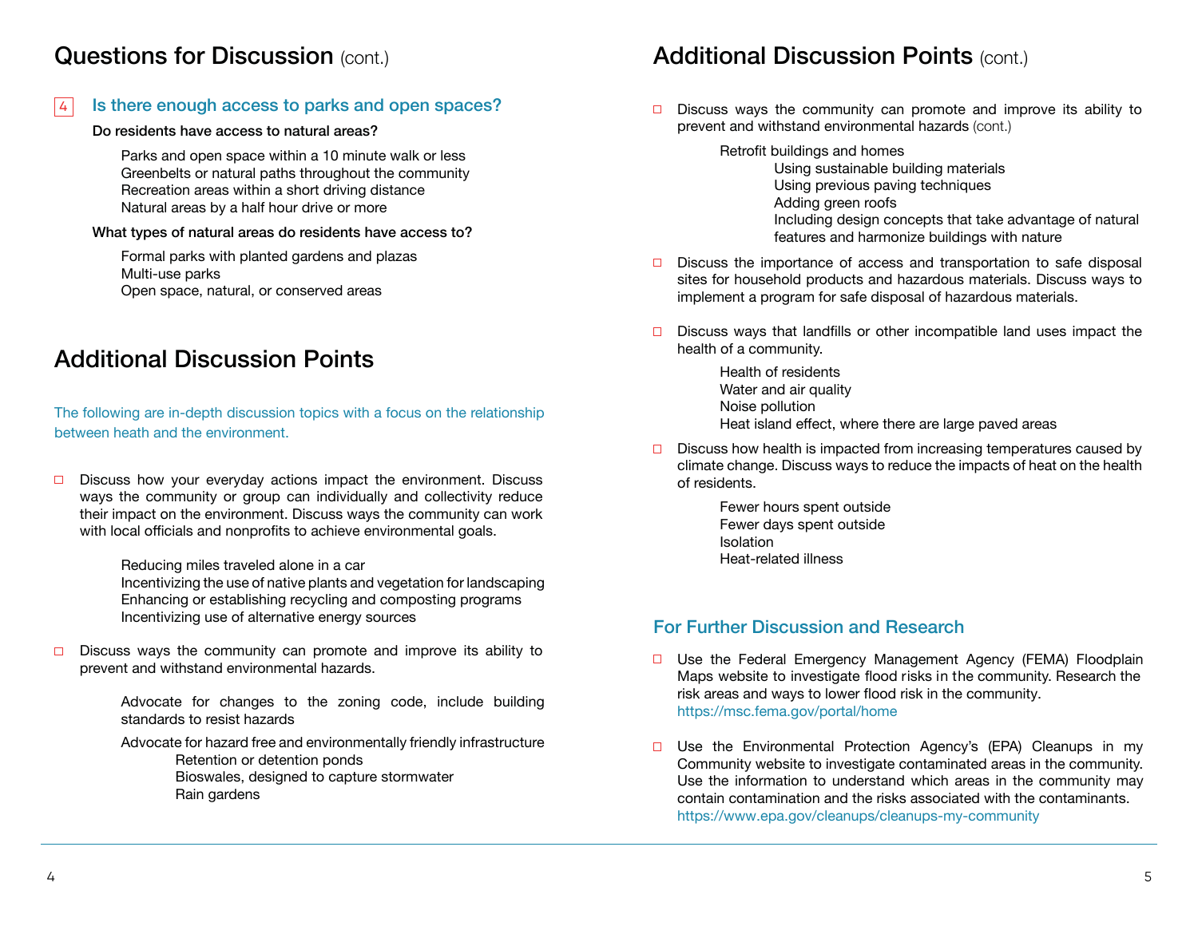## Questions for Discussion (cont.)

### 4 Is there enough access to parks and open spaces?

**Do residents have access to natural areas?**

- Parks and open space within a 10 minute walk or less
- Greenbelts or natural paths throughout the community
- Recreation areas within a short driving distance
- Natural areas by a half hour drive or more

**What types of natural areas do residents have access to?**

- Formal parks with planted gardens and plazas
- Multi-use parks
- Open space, natural, or conserved areas

## Additional Discussion Points

The following are in-depth discussion topics with a focus on the relationship between heath and the environment.

- Discuss how your everyday actions impact the environment. Discuss ways the community or group can individually and collectivity reduce their impact on the environment. Discuss ways the community can work with local officials and nonprofits to achieve environmental goals.
  - Reducing miles traveled alone in a car
  - Incentivizing the use of native plants and vegetation for landscaping
  - Enhancing or establishing recycling and composting programs
  - Incentivizing use of alternative energy sources

- Discuss ways the community can promote and improve its ability to prevent and withstand environmental hazards.
  - Advocate for changes to the zoning code, include building standards to resist hazards
  - Advocate for hazard free and environmentally friendly infrastructure
    - Retention or detention ponds
    - Bioswales, designed to capture stormwater
    - Rain gardens

## Additional Discussion Points (cont.)

- Discuss ways the community can promote and improve its ability to prevent and withstand environmental hazards (cont.)
  - Retrofit buildings and homes
    - Using sustainable building materials
    - Using previous paving techniques
    - Adding green roofs
    - Including design concepts that take advantage of natural features and harmonize buildings with nature

- Discuss the importance of access and transportation to safe disposal sites for household products and hazardous materials. Discuss ways to implement a program for safe disposal of hazardous materials.

- Discuss ways that landfills or other incompatible land uses impact the health of a community.
  - Health of residents
  - Water and air quality
  - Noise pollution
  - Heat island effect, where there are large paved areas

- Discuss how health is impacted from increasing temperatures caused by climate change. Discuss ways to reduce the impacts of heat on the health of residents.
  - Fewer hours spent outside
  - Fewer days spent outside
  - Isolation
  - Heat-related illness

### For Further Discussion and Research

- Use the Federal Emergency Management Agency (FEMA) Floodplain Maps website to investigate flood risks in the community. Research the risk areas and ways to lower flood risk in the community.
  https://msc.fema.gov/portal/home

- Use the Environmental Protection Agency's (EPA) Cleanups in my Community website to investigate contaminated areas in the community. Use the information to understand which areas in the community may contain contamination and the risks associated with the contaminants.
  https://www.epa.gov/cleanups/cleanups-my-community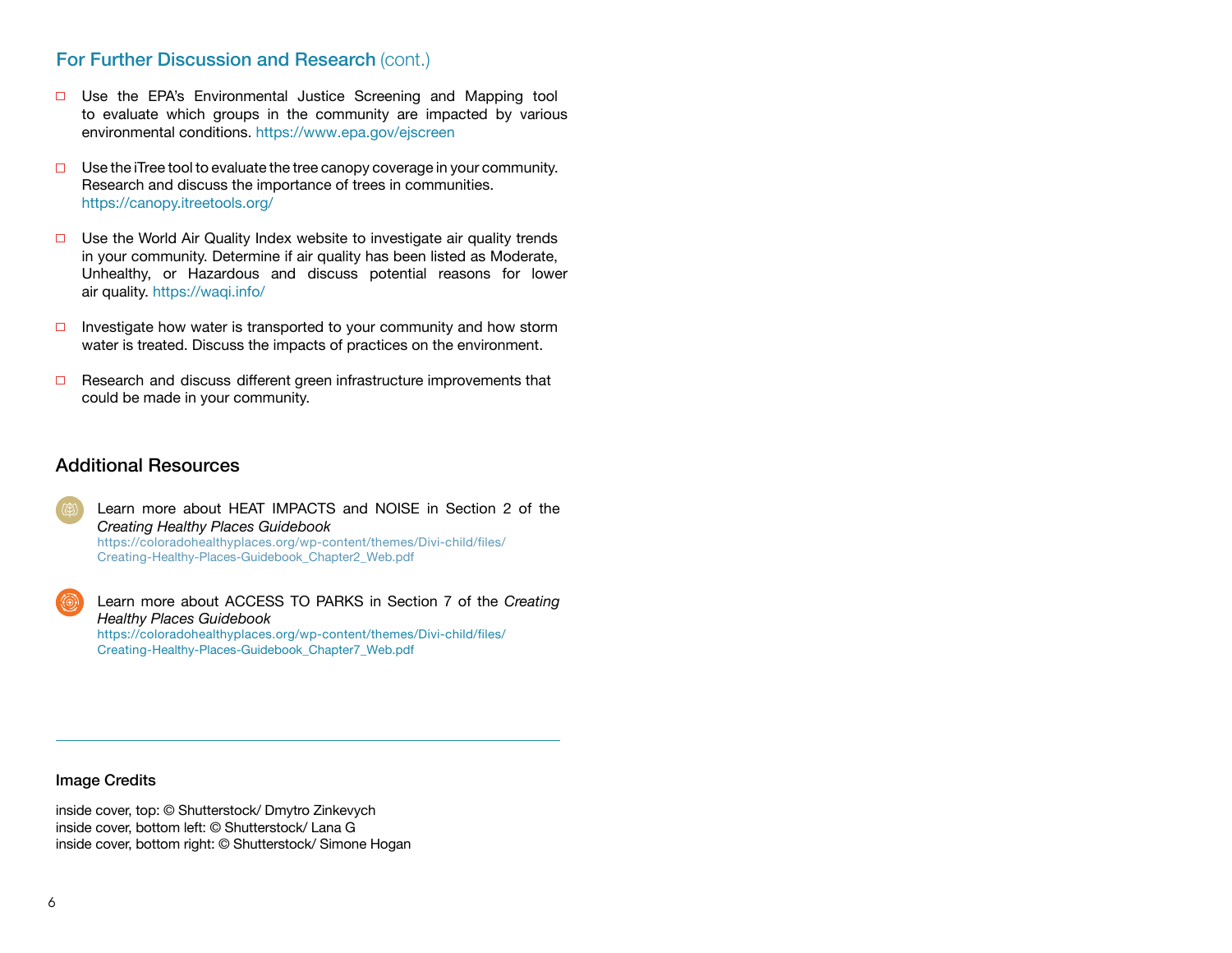## For Further Discussion and Research (cont.)

- Use the EPA's Environmental Justice Screening and Mapping tool to evaluate which groups in the community are impacted by various environmental conditions. https://www.epa.gov/ejscreen
- Use the iTree tool to evaluate the tree canopy coverage in your community. Research and discuss the importance of trees in communities. https://canopy.itreetools.org/
- Use the World Air Quality Index website to investigate air quality trends in your community. Determine if air quality has been listed as Moderate, Unhealthy, or Hazardous and discuss potential reasons for lower air quality. https://waqi.info/
- Investigate how water is transported to your community and how storm water is treated. Discuss the impacts of practices on the environment.
- Research and discuss different green infrastructure improvements that could be made in your community.

## Additional Resources

Learn more about HEAT IMPACTS and NOISE in Section 2 of the *Creating Healthy Places Guidebook*
https://coloradohealthyplaces.org/wp-content/themes/Divi-child/files/Creating-Healthy-Places-Guidebook_Chapter2_Web.pdf

Learn more about ACCESS TO PARKS in Section 7 of the *Creating Healthy Places Guidebook*
https://coloradohealthyplaces.org/wp-content/themes/Divi-child/files/Creating-Healthy-Places-Guidebook_Chapter7_Web.pdf

---

### Image Credits

inside cover, top: © Shutterstock/ Dmytro Zinkevych
inside cover, bottom left: © Shutterstock/ Lana G
inside cover, bottom right: © Shutterstock/ Simone Hogan